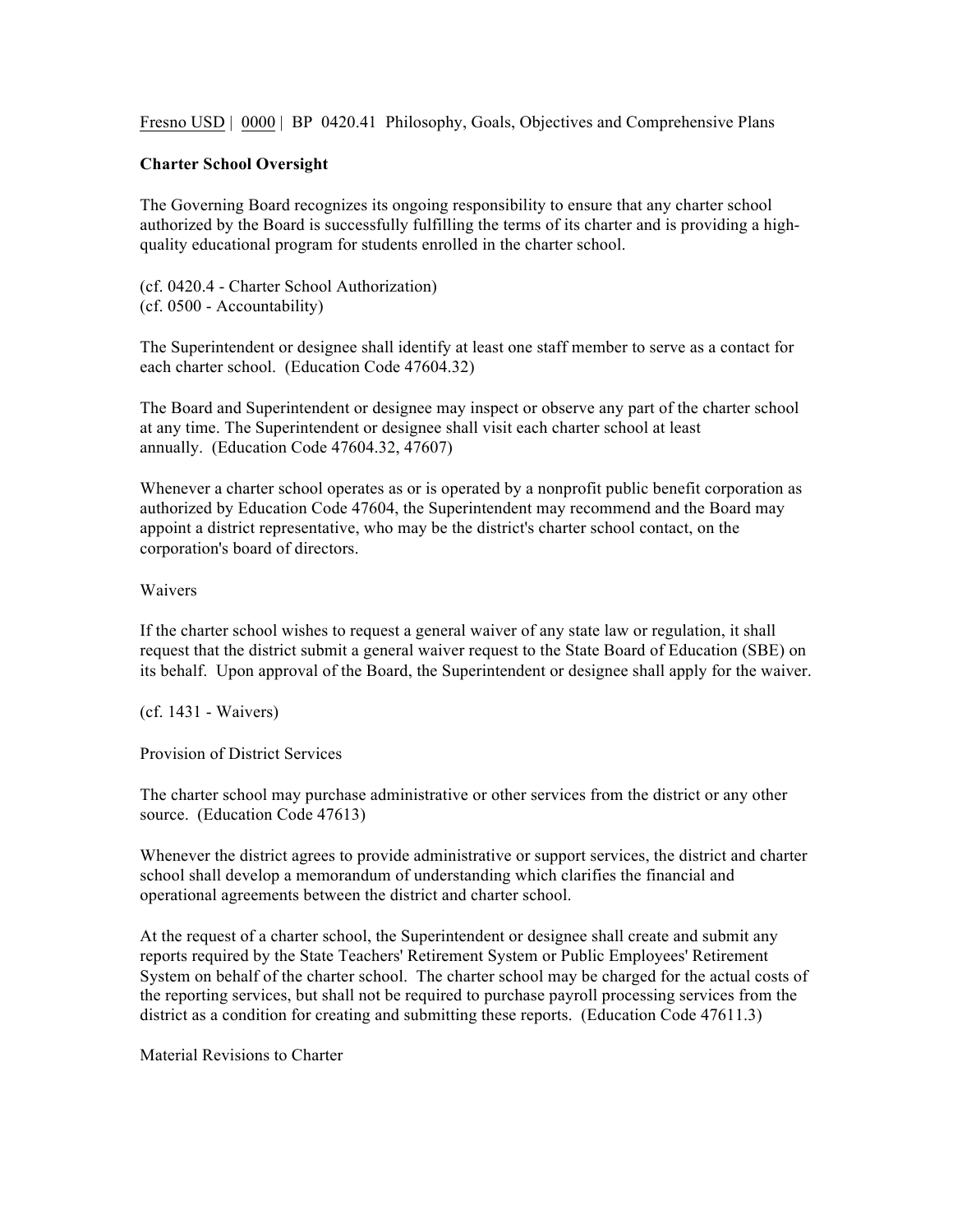Fresno USD | 0000 | BP 0420.41 Philosophy, Goals, Objectives and Comprehensive Plans

## Charter School Oversight

The Governing Board recognizes its ongoing responsibility to ensure that any charter school authorized by the Board is successfully fulfilling the terms of its charter and is providing a high-quality educational program for students enrolled in the charter school.

(cf. 0420.4 - Charter School Authorization)
(cf. 0500 - Accountability)

The Superintendent or designee shall identify at least one staff member to serve as a contact for each charter school. (Education Code 47604.32)

The Board and Superintendent or designee may inspect or observe any part of the charter school at any time. The Superintendent or designee shall visit each charter school at least annually. (Education Code 47604.32, 47607)

Whenever a charter school operates as or is operated by a nonprofit public benefit corporation as authorized by Education Code 47604, the Superintendent may recommend and the Board may appoint a district representative, who may be the district's charter school contact, on the corporation's board of directors.

### Waivers

If the charter school wishes to request a general waiver of any state law or regulation, it shall request that the district submit a general waiver request to the State Board of Education (SBE) on its behalf. Upon approval of the Board, the Superintendent or designee shall apply for the waiver.

(cf. 1431 - Waivers)

### Provision of District Services

The charter school may purchase administrative or other services from the district or any other source. (Education Code 47613)

Whenever the district agrees to provide administrative or support services, the district and charter school shall develop a memorandum of understanding which clarifies the financial and operational agreements between the district and charter school.

At the request of a charter school, the Superintendent or designee shall create and submit any reports required by the State Teachers' Retirement System or Public Employees' Retirement System on behalf of the charter school. The charter school may be charged for the actual costs of the reporting services, but shall not be required to purchase payroll processing services from the district as a condition for creating and submitting these reports. (Education Code 47611.3)

### Material Revisions to Charter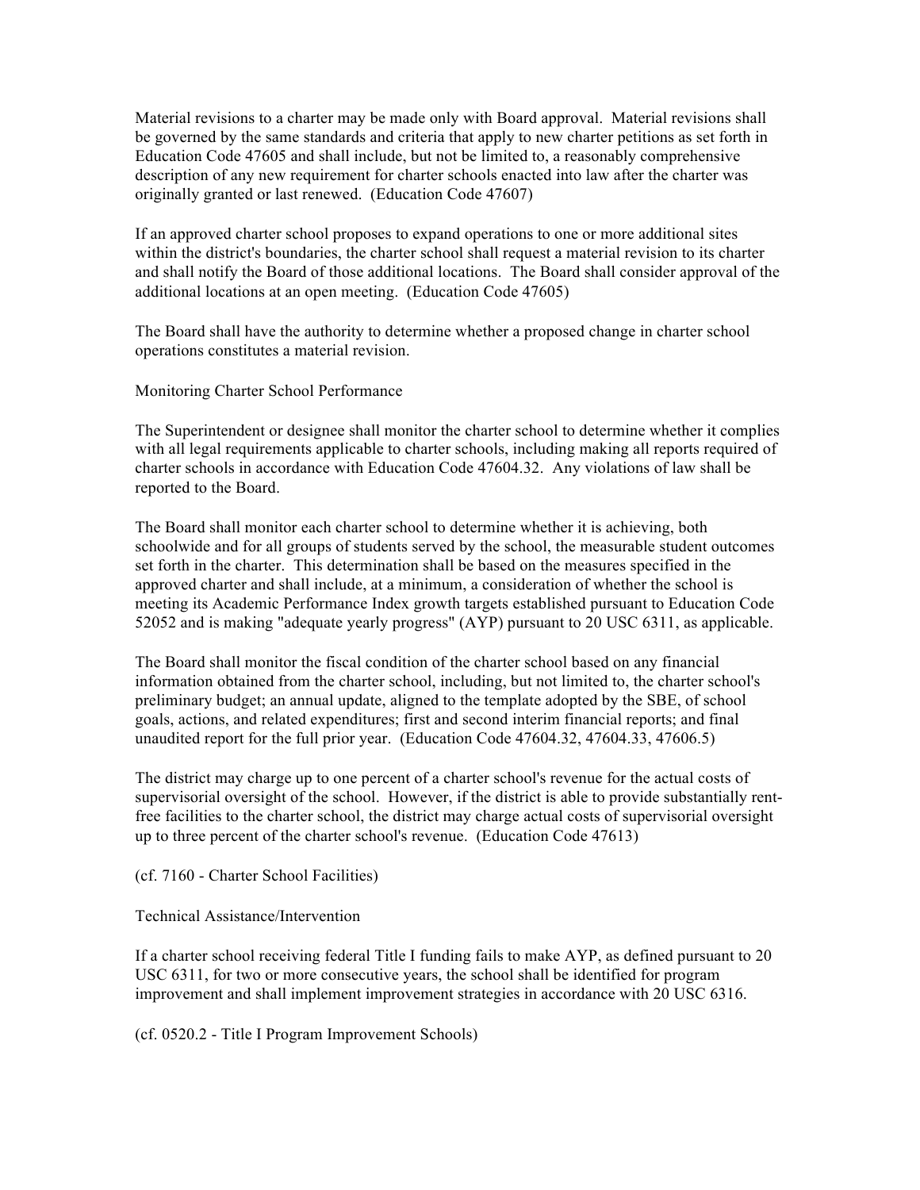Material revisions to a charter may be made only with Board approval. Material revisions shall be governed by the same standards and criteria that apply to new charter petitions as set forth in Education Code 47605 and shall include, but not be limited to, a reasonably comprehensive description of any new requirement for charter schools enacted into law after the charter was originally granted or last renewed. (Education Code 47607)

If an approved charter school proposes to expand operations to one or more additional sites within the district's boundaries, the charter school shall request a material revision to its charter and shall notify the Board of those additional locations. The Board shall consider approval of the additional locations at an open meeting. (Education Code 47605)

The Board shall have the authority to determine whether a proposed change in charter school operations constitutes a material revision.

Monitoring Charter School Performance

The Superintendent or designee shall monitor the charter school to determine whether it complies with all legal requirements applicable to charter schools, including making all reports required of charter schools in accordance with Education Code 47604.32. Any violations of law shall be reported to the Board.

The Board shall monitor each charter school to determine whether it is achieving, both schoolwide and for all groups of students served by the school, the measurable student outcomes set forth in the charter. This determination shall be based on the measures specified in the approved charter and shall include, at a minimum, a consideration of whether the school is meeting its Academic Performance Index growth targets established pursuant to Education Code 52052 and is making "adequate yearly progress" (AYP) pursuant to 20 USC 6311, as applicable.

The Board shall monitor the fiscal condition of the charter school based on any financial information obtained from the charter school, including, but not limited to, the charter school's preliminary budget; an annual update, aligned to the template adopted by the SBE, of school goals, actions, and related expenditures; first and second interim financial reports; and final unaudited report for the full prior year. (Education Code 47604.32, 47604.33, 47606.5)

The district may charge up to one percent of a charter school's revenue for the actual costs of supervisorial oversight of the school. However, if the district is able to provide substantially rent-free facilities to the charter school, the district may charge actual costs of supervisorial oversight up to three percent of the charter school's revenue. (Education Code 47613)

(cf. 7160 - Charter School Facilities)

Technical Assistance/Intervention

If a charter school receiving federal Title I funding fails to make AYP, as defined pursuant to 20 USC 6311, for two or more consecutive years, the school shall be identified for program improvement and shall implement improvement strategies in accordance with 20 USC 6316.

(cf. 0520.2 - Title I Program Improvement Schools)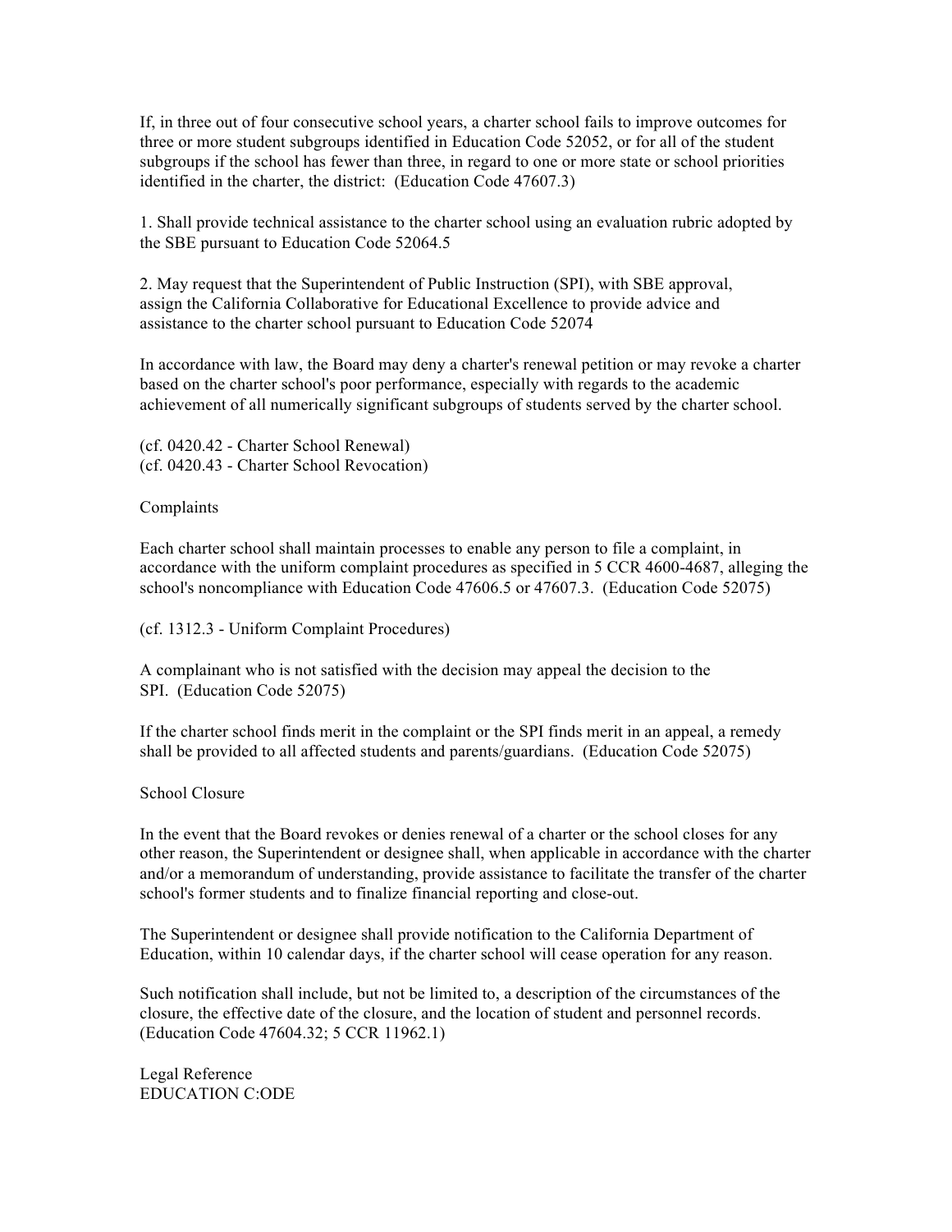If, in three out of four consecutive school years, a charter school fails to improve outcomes for three or more student subgroups identified in Education Code 52052, or for all of the student subgroups if the school has fewer than three, in regard to one or more state or school priorities identified in the charter, the district: (Education Code 47607.3)

1. Shall provide technical assistance to the charter school using an evaluation rubric adopted by the SBE pursuant to Education Code 52064.5

2. May request that the Superintendent of Public Instruction (SPI), with SBE approval, assign the California Collaborative for Educational Excellence to provide advice and assistance to the charter school pursuant to Education Code 52074

In accordance with law, the Board may deny a charter's renewal petition or may revoke a charter based on the charter school's poor performance, especially with regards to the academic achievement of all numerically significant subgroups of students served by the charter school.

(cf. 0420.42 - Charter School Renewal)
(cf. 0420.43 - Charter School Revocation)

## Complaints

Each charter school shall maintain processes to enable any person to file a complaint, in accordance with the uniform complaint procedures as specified in 5 CCR 4600-4687, alleging the school's noncompliance with Education Code 47606.5 or 47607.3. (Education Code 52075)

(cf. 1312.3 - Uniform Complaint Procedures)

A complainant who is not satisfied with the decision may appeal the decision to the SPI. (Education Code 52075)

If the charter school finds merit in the complaint or the SPI finds merit in an appeal, a remedy shall be provided to all affected students and parents/guardians. (Education Code 52075)

## School Closure

In the event that the Board revokes or denies renewal of a charter or the school closes for any other reason, the Superintendent or designee shall, when applicable in accordance with the charter and/or a memorandum of understanding, provide assistance to facilitate the transfer of the charter school's former students and to finalize financial reporting and close-out.

The Superintendent or designee shall provide notification to the California Department of Education, within 10 calendar days, if the charter school will cease operation for any reason.

Such notification shall include, but not be limited to, a description of the circumstances of the closure, the effective date of the closure, and the location of student and personnel records. (Education Code 47604.32; 5 CCR 11962.1)

Legal Reference
EDUCATION C:ODE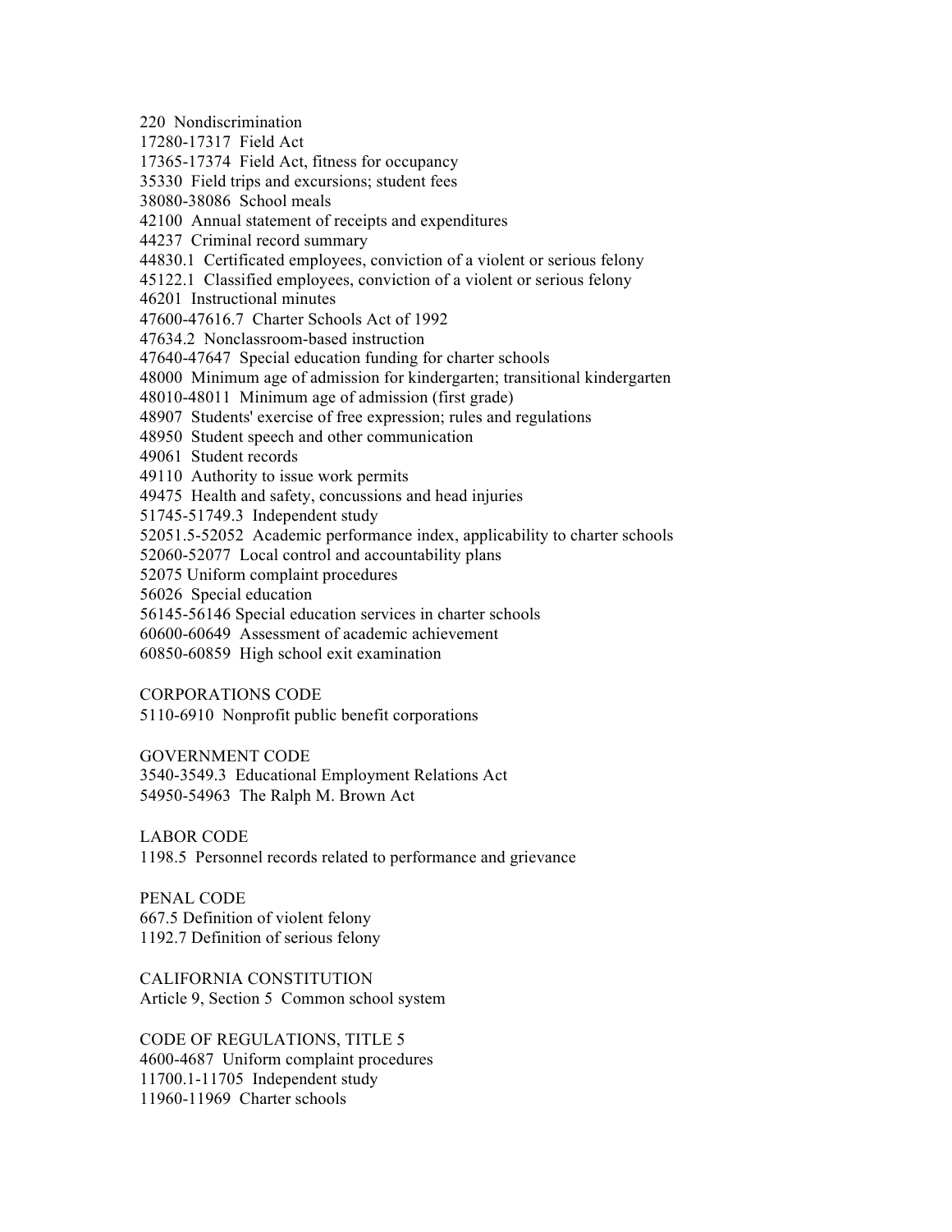220 Nondiscrimination
17280-17317 Field Act
17365-17374 Field Act, fitness for occupancy
35330 Field trips and excursions; student fees
38080-38086 School meals
42100 Annual statement of receipts and expenditures
44237 Criminal record summary
44830.1 Certificated employees, conviction of a violent or serious felony
45122.1 Classified employees, conviction of a violent or serious felony
46201 Instructional minutes
47600-47616.7 Charter Schools Act of 1992
47634.2 Nonclassroom-based instruction
47640-47647 Special education funding for charter schools
48000 Minimum age of admission for kindergarten; transitional kindergarten
48010-48011 Minimum age of admission (first grade)
48907 Students' exercise of free expression; rules and regulations
48950 Student speech and other communication
49061 Student records
49110 Authority to issue work permits
49475 Health and safety, concussions and head injuries
51745-51749.3 Independent study
52051.5-52052 Academic performance index, applicability to charter schools
52060-52077 Local control and accountability plans
52075 Uniform complaint procedures
56026 Special education
56145-56146 Special education services in charter schools
60600-60649 Assessment of academic achievement
60850-60859 High school exit examination

CORPORATIONS CODE
5110-6910 Nonprofit public benefit corporations

GOVERNMENT CODE
3540-3549.3 Educational Employment Relations Act
54950-54963 The Ralph M. Brown Act

LABOR CODE
1198.5 Personnel records related to performance and grievance

PENAL CODE
667.5 Definition of violent felony
1192.7 Definition of serious felony

CALIFORNIA CONSTITUTION
Article 9, Section 5 Common school system

CODE OF REGULATIONS, TITLE 5
4600-4687 Uniform complaint procedures
11700.1-11705 Independent study
11960-11969 Charter schools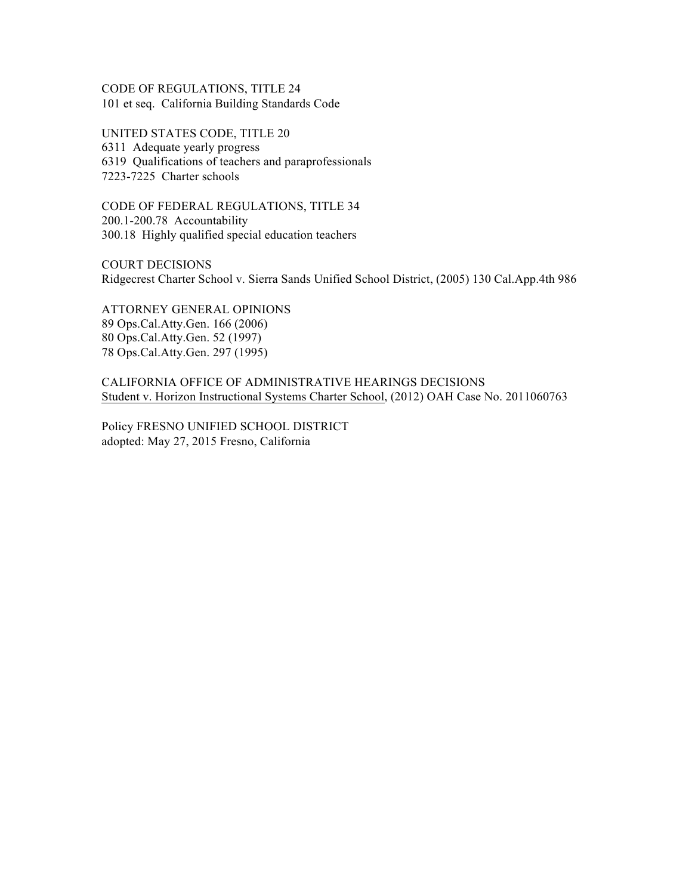CODE OF REGULATIONS, TITLE 24
101 et seq. California Building Standards Code

UNITED STATES CODE, TITLE 20
6311 Adequate yearly progress
6319 Qualifications of teachers and paraprofessionals
7223-7225 Charter schools

CODE OF FEDERAL REGULATIONS, TITLE 34
200.1-200.78 Accountability
300.18 Highly qualified special education teachers

COURT DECISIONS
Ridgecrest Charter School v. Sierra Sands Unified School District, (2005) 130 Cal.App.4th 986

ATTORNEY GENERAL OPINIONS
89 Ops.Cal.Atty.Gen. 166 (2006)
80 Ops.Cal.Atty.Gen. 52 (1997)
78 Ops.Cal.Atty.Gen. 297 (1995)

CALIFORNIA OFFICE OF ADMINISTRATIVE HEARINGS DECISIONS
Student v. Horizon Instructional Systems Charter School, (2012) OAH Case No. 2011060763

Policy FRESNO UNIFIED SCHOOL DISTRICT
adopted: May 27, 2015 Fresno, California